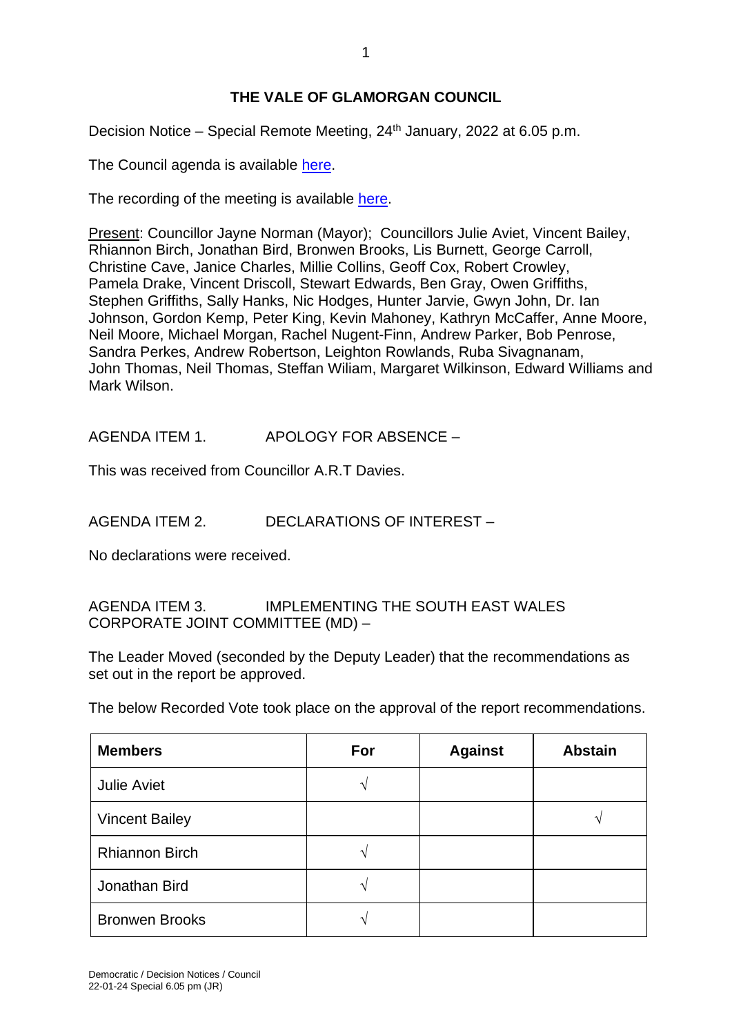**THE VALE OF GLAMORGAN COUNCIL**

Decision Notice – Special Remote Meeting, 24th January, 2022 at 6.05 p.m.

The Council agenda is available here.

The recording of the meeting is available here.

Present: Councillor Jayne Norman (Mayor); Councillors Julie Aviet, Vincent Bailey, Rhiannon Birch, Jonathan Bird, Bronwen Brooks, Lis Burnett, George Carroll, Christine Cave, Janice Charles, Millie Collins, Geoff Cox, Robert Crowley, Pamela Drake, Vincent Driscoll, Stewart Edwards, Ben Gray, Owen Griffiths, Stephen Griffiths, Sally Hanks, Nic Hodges, Hunter Jarvie, Gwyn John, Dr. Ian Johnson, Gordon Kemp, Peter King, Kevin Mahoney, Kathryn McCaffer, Anne Moore, Neil Moore, Michael Morgan, Rachel Nugent-Finn, Andrew Parker, Bob Penrose, Sandra Perkes, Andrew Robertson, Leighton Rowlands, Ruba Sivagnanam, John Thomas, Neil Thomas, Steffan Wiliam, Margaret Wilkinson, Edward Williams and Mark Wilson.

AGENDA ITEM 1. APOLOGY FOR ABSENCE –

This was received from Councillor A.R.T Davies.

AGENDA ITEM 2. DECLARATIONS OF INTEREST –

No declarations were received.

AGENDA ITEM 3. IMPLEMENTING THE SOUTH EAST WALES CORPORATE JOINT COMMITTEE (MD) –

The Leader Moved (seconded by the Deputy Leader) that the recommendations as set out in the report be approved.

The below Recorded Vote took place on the approval of the report recommendations.

| Members | For | Against | Abstain |
|---|---|---|---|
| Julie Aviet | √ | | |
| Vincent Bailey | | | √ |
| Rhiannon Birch | √ | | |
| Jonathan Bird | √ | | |
| Bronwen Brooks | √ | | |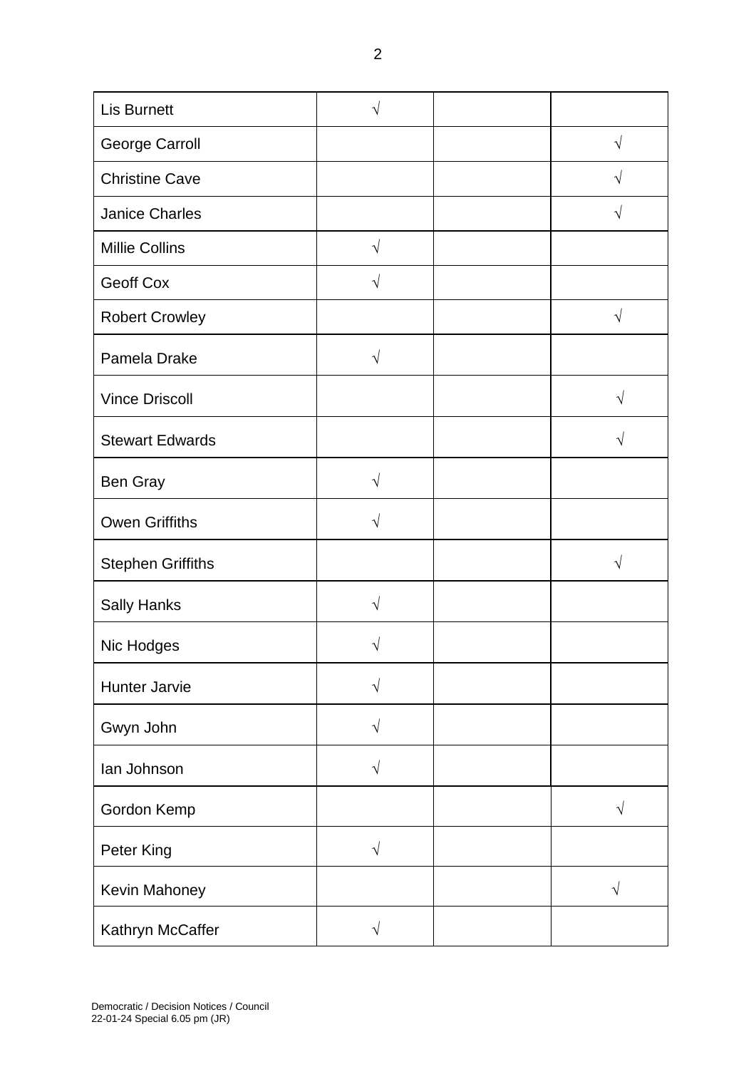| | | | |
|---|---|---|---|
| Lis Burnett | √ | | |
| George Carroll | | | √ |
| Christine Cave | | | √ |
| Janice Charles | | | √ |
| Millie Collins | √ | | |
| Geoff Cox | √ | | |
| Robert Crowley | | | √ |
| Pamela Drake | √ | | |
| Vince Driscoll | | | √ |
| Stewart Edwards | | | √ |
| Ben Gray | √ | | |
| Owen Griffiths | √ | | |
| Stephen Griffiths | | | √ |
| Sally Hanks | √ | | |
| Nic Hodges | √ | | |
| Hunter Jarvie | √ | | |
| Gwyn John | √ | | |
| Ian Johnson | √ | | |
| Gordon Kemp | | | √ |
| Peter King | √ | | |
| Kevin Mahoney | | | √ |
| Kathryn McCaffer | √ | | |

Democratic / Decision Notices / Council
22-01-24 Special 6.05 pm (JR)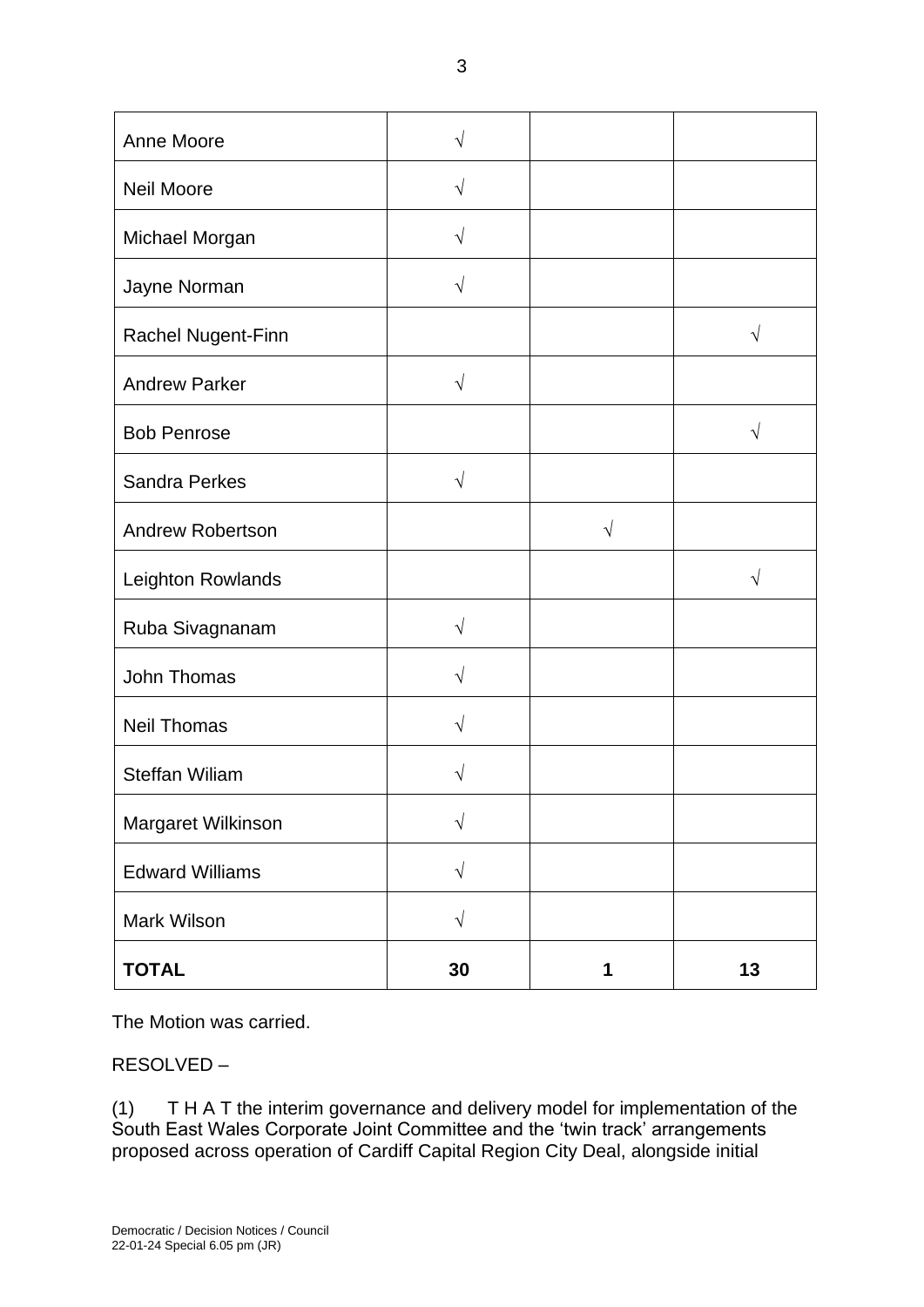| Anne Moore | √ | | |
|---|---|---|---|
| Neil Moore | √ | | |
| Michael Morgan | √ | | |
| Jayne Norman | √ | | |
| Rachel Nugent-Finn | | | √ |
| Andrew Parker | √ | | |
| Bob Penrose | | | √ |
| Sandra Perkes | √ | | |
| Andrew Robertson | | √ | |
| Leighton Rowlands | | | √ |
| Ruba Sivagnanam | √ | | |
| John Thomas | √ | | |
| Neil Thomas | √ | | |
| Steffan Wiliam | √ | | |
| Margaret Wilkinson | √ | | |
| Edward Williams | √ | | |
| Mark Wilson | √ | | |
| **TOTAL** | **30** | **1** | **13** |

The Motion was carried.

RESOLVED –

(1) T H A T the interim governance and delivery model for implementation of the South East Wales Corporate Joint Committee and the 'twin track' arrangements proposed across operation of Cardiff Capital Region City Deal, alongside initial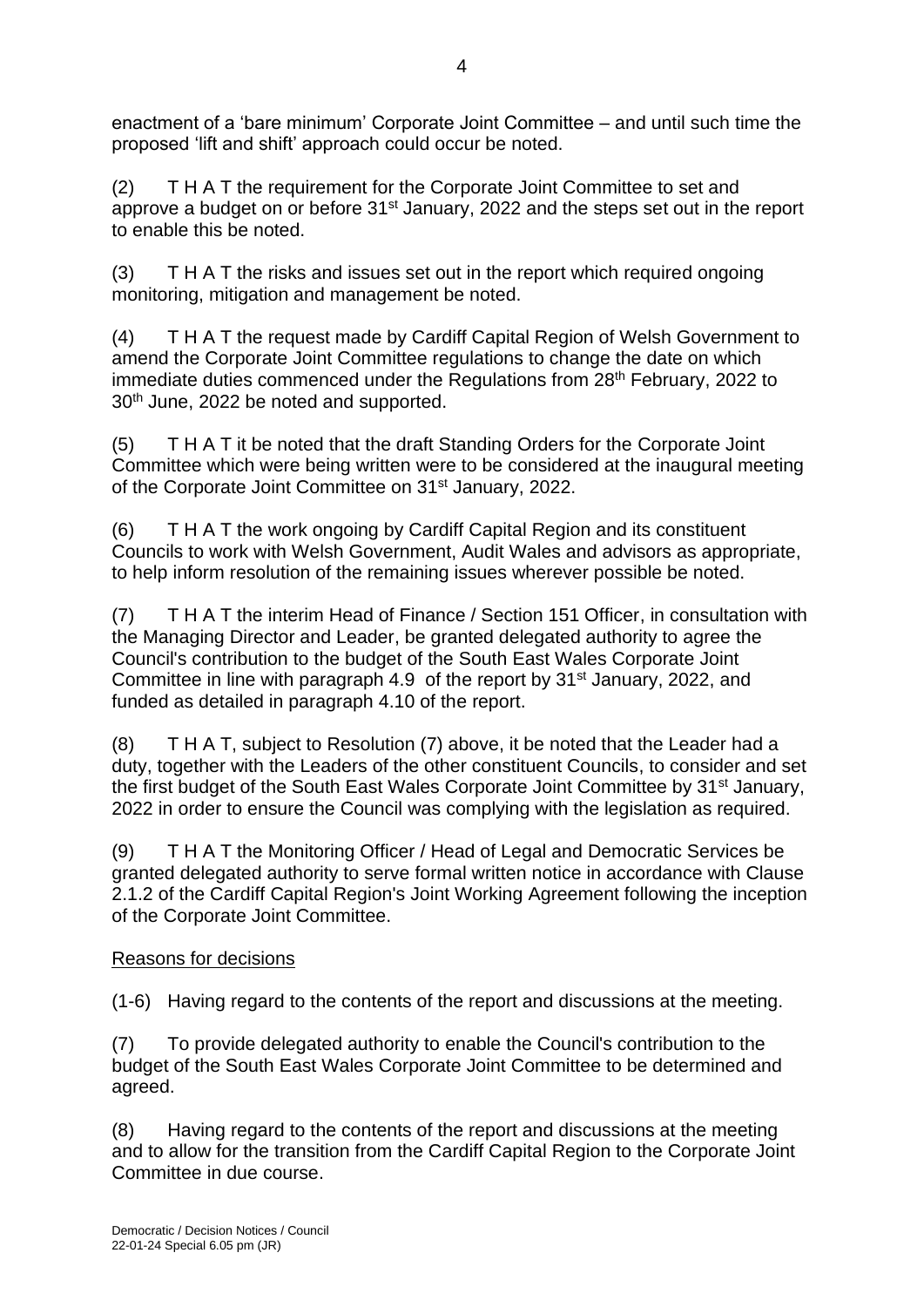enactment of a 'bare minimum' Corporate Joint Committee – and until such time the proposed 'lift and shift' approach could occur be noted.

(2) T H A T the requirement for the Corporate Joint Committee to set and approve a budget on or before 31st January, 2022 and the steps set out in the report to enable this be noted.

(3) T H A T the risks and issues set out in the report which required ongoing monitoring, mitigation and management be noted.

(4) T H A T the request made by Cardiff Capital Region of Welsh Government to amend the Corporate Joint Committee regulations to change the date on which immediate duties commenced under the Regulations from 28th February, 2022 to 30th June, 2022 be noted and supported.

(5) T H A T it be noted that the draft Standing Orders for the Corporate Joint Committee which were being written were to be considered at the inaugural meeting of the Corporate Joint Committee on 31st January, 2022.

(6) T H A T the work ongoing by Cardiff Capital Region and its constituent Councils to work with Welsh Government, Audit Wales and advisors as appropriate, to help inform resolution of the remaining issues wherever possible be noted.

(7) T H A T the interim Head of Finance / Section 151 Officer, in consultation with the Managing Director and Leader, be granted delegated authority to agree the Council's contribution to the budget of the South East Wales Corporate Joint Committee in line with paragraph 4.9 of the report by 31st January, 2022, and funded as detailed in paragraph 4.10 of the report.

(8) T H A T, subject to Resolution (7) above, it be noted that the Leader had a duty, together with the Leaders of the other constituent Councils, to consider and set the first budget of the South East Wales Corporate Joint Committee by 31st January, 2022 in order to ensure the Council was complying with the legislation as required.

(9) T H A T the Monitoring Officer / Head of Legal and Democratic Services be granted delegated authority to serve formal written notice in accordance with Clause 2.1.2 of the Cardiff Capital Region's Joint Working Agreement following the inception of the Corporate Joint Committee.

Reasons for decisions

(1-6) Having regard to the contents of the report and discussions at the meeting.

(7) To provide delegated authority to enable the Council's contribution to the budget of the South East Wales Corporate Joint Committee to be determined and agreed.

(8) Having regard to the contents of the report and discussions at the meeting and to allow for the transition from the Cardiff Capital Region to the Corporate Joint Committee in due course.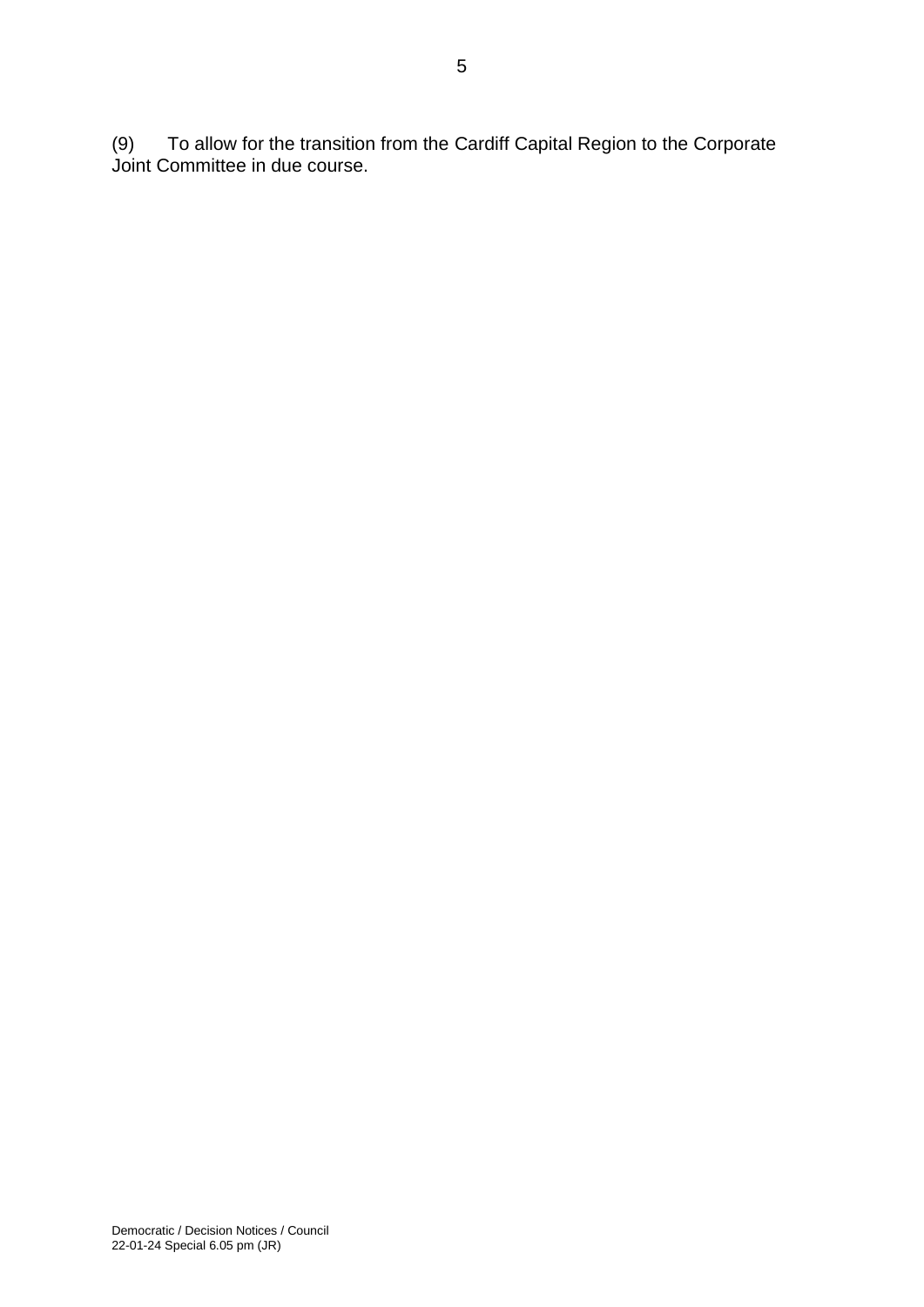(9) To allow for the transition from the Cardiff Capital Region to the Corporate Joint Committee in due course.